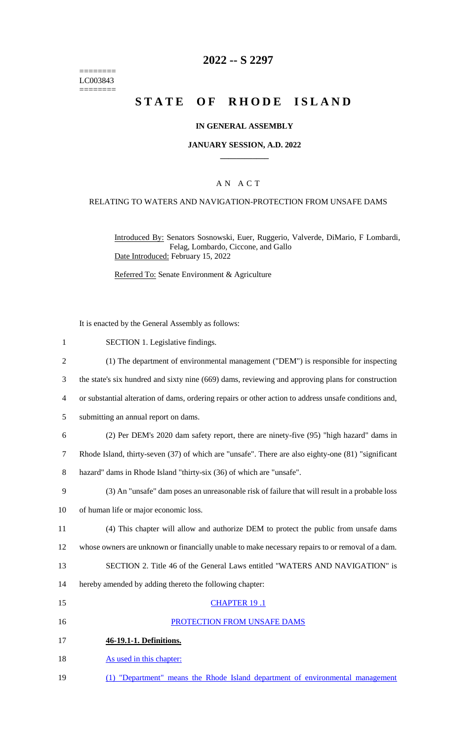========
LC003843
========

# 2022 -- S 2297

# STATE OF RHODE ISLAND

## IN GENERAL ASSEMBLY

### JANUARY SESSION, A.D. 2022

### A N A C T

RELATING TO WATERS AND NAVIGATION-PROTECTION FROM UNSAFE DAMS

Introduced By: Senators Sosnowski, Euer, Ruggerio, Valverde, DiMario, F Lombardi, Felag, Lombardo, Ciccone, and Gallo

Date Introduced: February 15, 2022

Referred To: Senate Environment & Agriculture

It is enacted by the General Assembly as follows:

1 SECTION 1. Legislative findings.

2 (1) The department of environmental management ("DEM") is responsible for inspecting
3 the state's six hundred and sixty nine (669) dams, reviewing and approving plans for construction
4 or substantial alteration of dams, ordering repairs or other action to address unsafe conditions and,
5 submitting an annual report on dams.

6 (2) Per DEM's 2020 dam safety report, there are ninety-five (95) "high hazard" dams in
7 Rhode Island, thirty-seven (37) of which are "unsafe". There are also eighty-one (81) "significant
8 hazard" dams in Rhode Island "thirty-six (36) of which are "unsafe".

9 (3) An "unsafe" dam poses an unreasonable risk of failure that will result in a probable loss
10 of human life or major economic loss.

11 (4) This chapter will allow and authorize DEM to protect the public from unsafe dams
12 whose owners are unknown or financially unable to make necessary repairs to or removal of a dam.

13 SECTION 2. Title 46 of the General Laws entitled "WATERS AND NAVIGATION" is
14 hereby amended by adding thereto the following chapter:

15 CHAPTER 19 .1

16 PROTECTION FROM UNSAFE DAMS

17 **46-19.1-1. Definitions.**

18 As used in this chapter:

19 (1) "Department" means the Rhode Island department of environmental management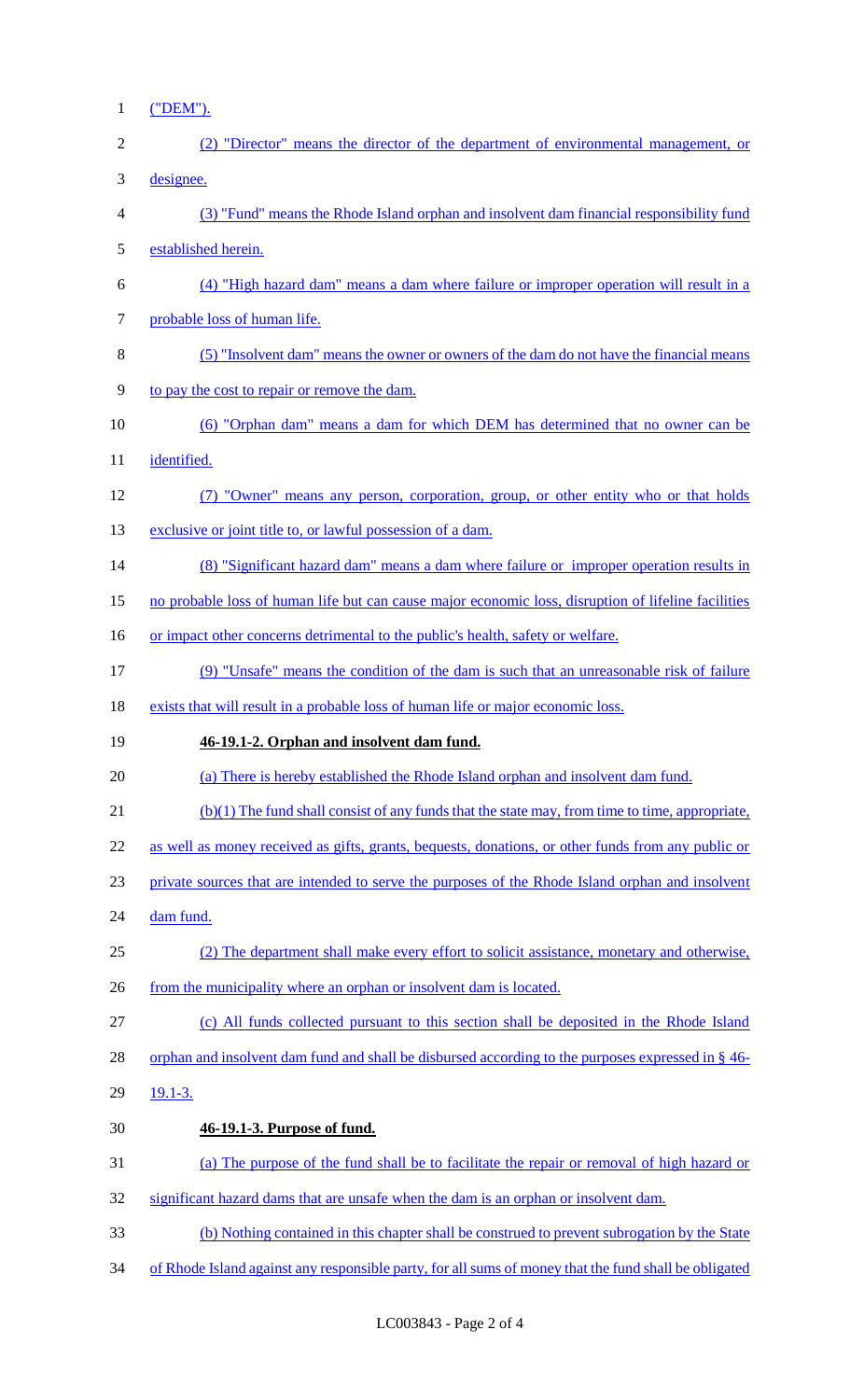("DEM").

(2) "Director" means the director of the department of environmental management, or designee.

(3) "Fund" means the Rhode Island orphan and insolvent dam financial responsibility fund established herein.

(4) "High hazard dam" means a dam where failure or improper operation will result in a probable loss of human life.

(5) "Insolvent dam" means the owner or owners of the dam do not have the financial means to pay the cost to repair or remove the dam.

(6) "Orphan dam" means a dam for which DEM has determined that no owner can be identified.

(7) "Owner" means any person, corporation, group, or other entity who or that holds exclusive or joint title to, or lawful possession of a dam.

(8) "Significant hazard dam" means a dam where failure or improper operation results in no probable loss of human life but can cause major economic loss, disruption of lifeline facilities or impact other concerns detrimental to the public's health, safety or welfare.

(9) "Unsafe" means the condition of the dam is such that an unreasonable risk of failure exists that will result in a probable loss of human life or major economic loss.

**46-19.1-2. Orphan and insolvent dam fund.**

(a) There is hereby established the Rhode Island orphan and insolvent dam fund.

(b)(1) The fund shall consist of any funds that the state may, from time to time, appropriate, as well as money received as gifts, grants, bequests, donations, or other funds from any public or private sources that are intended to serve the purposes of the Rhode Island orphan and insolvent dam fund.

(2) The department shall make every effort to solicit assistance, monetary and otherwise, from the municipality where an orphan or insolvent dam is located.

(c) All funds collected pursuant to this section shall be deposited in the Rhode Island orphan and insolvent dam fund and shall be disbursed according to the purposes expressed in § 46-19.1-3.

**46-19.1-3. Purpose of fund.**

(a) The purpose of the fund shall be to facilitate the repair or removal of high hazard or significant hazard dams that are unsafe when the dam is an orphan or insolvent dam.

(b) Nothing contained in this chapter shall be construed to prevent subrogation by the State of Rhode Island against any responsible party, for all sums of money that the fund shall be obligated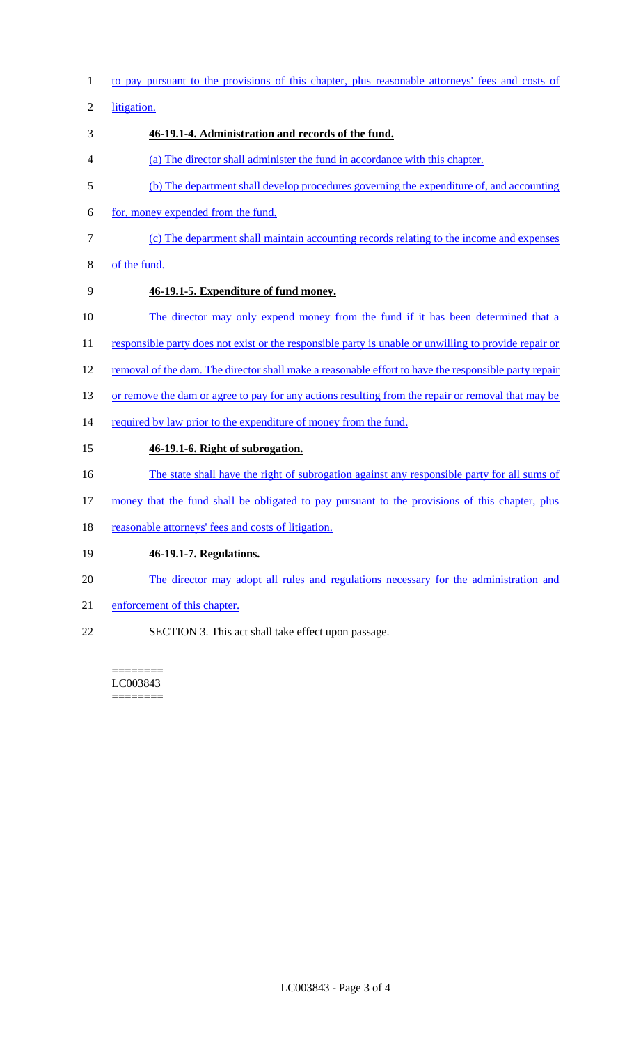to pay pursuant to the provisions of this chapter, plus reasonable attorneys' fees and costs of litigation.

**46-19.1-4. Administration and records of the fund.**

(a) The director shall administer the fund in accordance with this chapter.

(b) The department shall develop procedures governing the expenditure of, and accounting for, money expended from the fund.

(c) The department shall maintain accounting records relating to the income and expenses of the fund.

**46-19.1-5. Expenditure of fund money.**

The director may only expend money from the fund if it has been determined that a responsible party does not exist or the responsible party is unable or unwilling to provide repair or removal of the dam. The director shall make a reasonable effort to have the responsible party repair or remove the dam or agree to pay for any actions resulting from the repair or removal that may be required by law prior to the expenditure of money from the fund.

**46-19.1-6. Right of subrogation.**

The state shall have the right of subrogation against any responsible party for all sums of money that the fund shall be obligated to pay pursuant to the provisions of this chapter, plus reasonable attorneys' fees and costs of litigation.

**46-19.1-7. Regulations.**

The director may adopt all rules and regulations necessary for the administration and enforcement of this chapter.

SECTION 3. This act shall take effect upon passage.

========
LC003843
========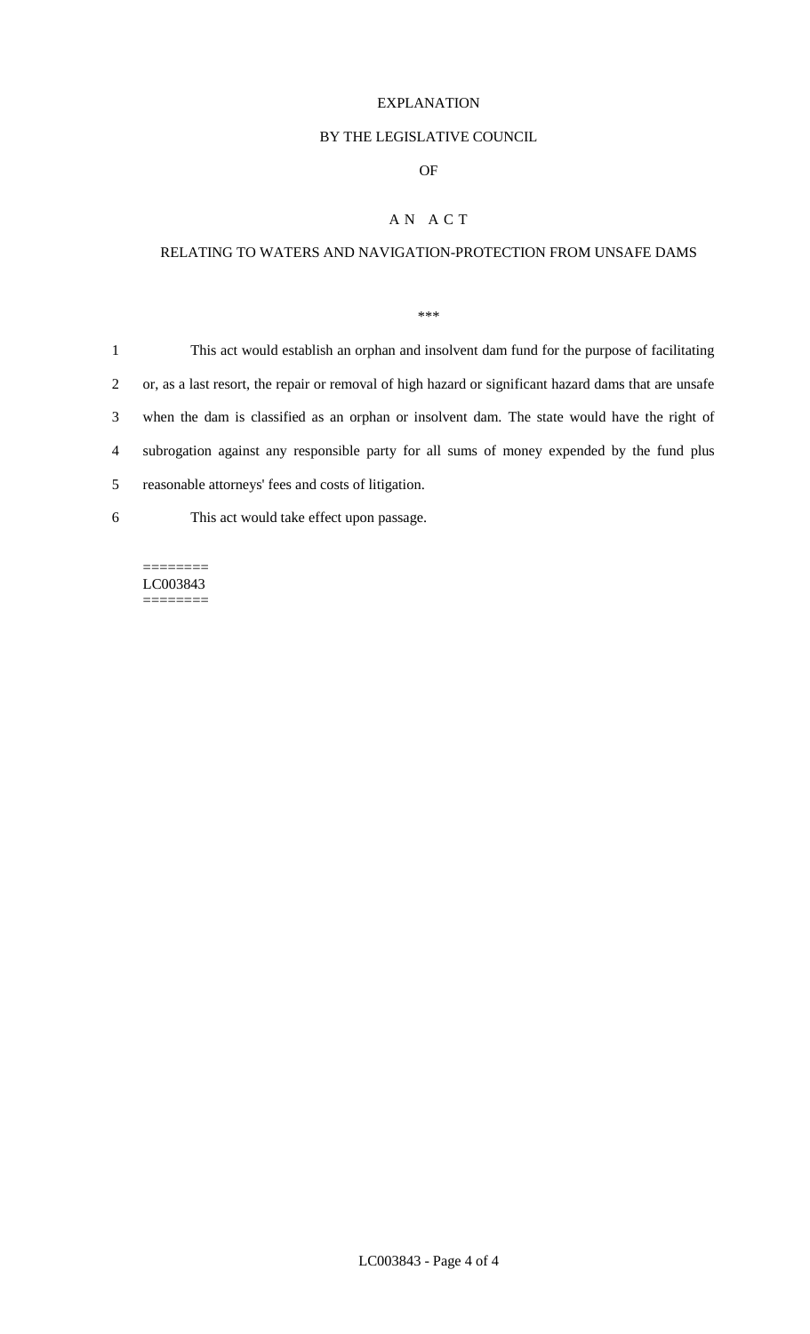EXPLANATION

BY THE LEGISLATIVE COUNCIL

OF

A N A C T

RELATING TO WATERS AND NAVIGATION-PROTECTION FROM UNSAFE DAMS

\*\*\*

This act would establish an orphan and insolvent dam fund for the purpose of facilitating or, as a last resort, the repair or removal of high hazard or significant hazard dams that are unsafe when the dam is classified as an orphan or insolvent dam. The state would have the right of subrogation against any responsible party for all sums of money expended by the fund plus reasonable attorneys' fees and costs of litigation.

This act would take effect upon passage.

========
LC003843
========